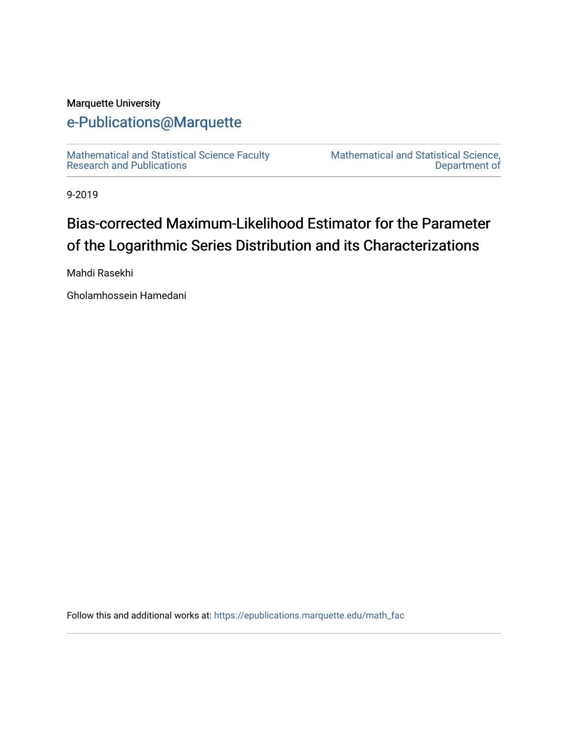Marquette University

# e-Publications@Marquette

Mathematical and Statistical Science Faculty Research and Publications

Mathematical and Statistical Science, Department of

9-2019

# Bias-corrected Maximum-Likelihood Estimator for the Parameter of the Logarithmic Series Distribution and its Characterizations

Mahdi Rasekhi

Gholamhossein Hamedani

Follow this and additional works at: https://epublications.marquette.edu/math_fac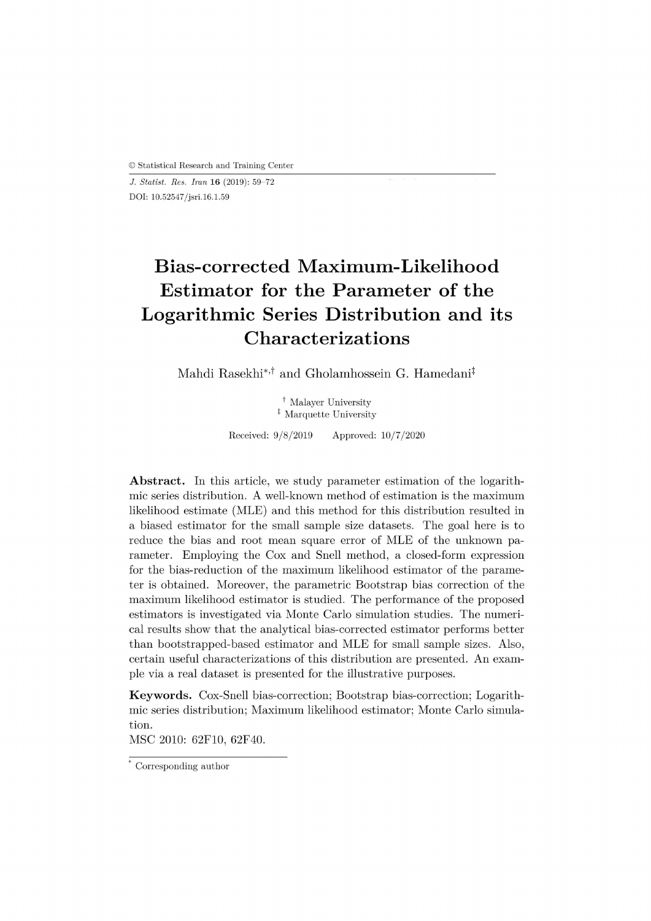# Bias-corrected Maximum-Likelihood Estimator for the Parameter of the Logarithmic Series Distribution and its Characterizations

Mahdi Rasekhi*,† and Gholamhossein G. Hamedani‡

† Malayer University
‡ Marquette University

Received: 9/8/2019 Approved: 10/7/2020

**Abstract.** In this article, we study parameter estimation of the logarithmic series distribution. A well-known method of estimation is the maximum likelihood estimate (MLE) and this method for this distribution resulted in a biased estimator for the small sample size datasets. The goal here is to reduce the bias and root mean square error of MLE of the unknown parameter. Employing the Cox and Snell method, a closed-form expression for the bias-reduction of the maximum likelihood estimator of the parameter is obtained. Moreover, the parametric Bootstrap bias correction of the maximum likelihood estimator is studied. The performance of the proposed estimators is investigated via Monte Carlo simulation studies. The numerical results show that the analytical bias-corrected estimator performs better than bootstrapped-based estimator and MLE for small sample sizes. Also, certain useful characterizations of this distribution are presented. An example via a real dataset is presented for the illustrative purposes.

**Keywords.** Cox-Snell bias-correction; Bootstrap bias-correction; Logarithmic series distribution; Maximum likelihood estimator; Monte Carlo simulation.

MSC 2010: 62F10, 62F40.

* Corresponding author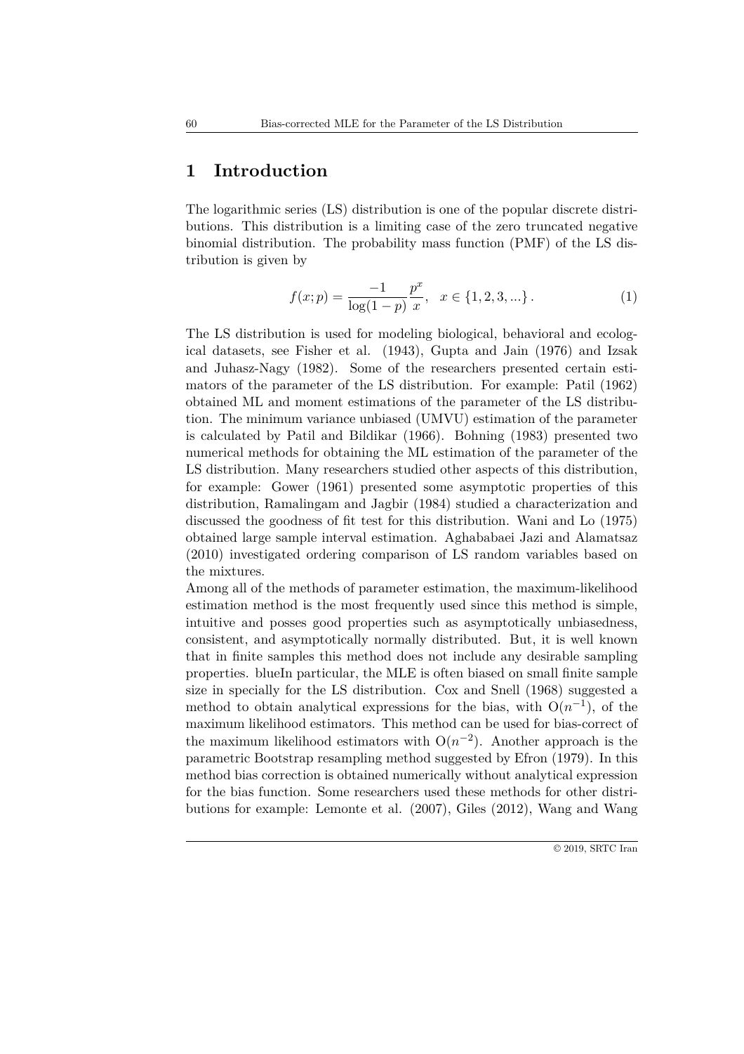# 1 Introduction

The logarithmic series (LS) distribution is one of the popular discrete distributions. This distribution is a limiting case of the zero truncated negative binomial distribution. The probability mass function (PMF) of the LS distribution is given by

$$f(x;p) = \frac{-1}{\log(1-p)} \frac{p^x}{x}, \quad x \in \{1, 2, 3, ...\}. \tag{1}$$

The LS distribution is used for modeling biological, behavioral and ecological datasets, see Fisher et al. (1943), Gupta and Jain (1976) and Izsak and Juhasz-Nagy (1982). Some of the researchers presented certain estimators of the parameter of the LS distribution. For example: Patil (1962) obtained ML and moment estimations of the parameter of the LS distribution. The minimum variance unbiased (UMVU) estimation of the parameter is calculated by Patil and Bildikar (1966). Bohning (1983) presented two numerical methods for obtaining the ML estimation of the parameter of the LS distribution. Many researchers studied other aspects of this distribution, for example: Gower (1961) presented some asymptotic properties of this distribution, Ramalingam and Jagbir (1984) studied a characterization and discussed the goodness of fit test for this distribution. Wani and Lo (1975) obtained large sample interval estimation. Aghababaei Jazi and Alamatsaz (2010) investigated ordering comparison of LS random variables based on the mixtures.

Among all of the methods of parameter estimation, the maximum-likelihood estimation method is the most frequently used since this method is simple, intuitive and posses good properties such as asymptotically unbiasedness, consistent, and asymptotically normally distributed. But, it is well known that in finite samples this method does not include any desirable sampling properties. blueIn particular, the MLE is often biased on small finite sample size in specially for the LS distribution. Cox and Snell (1968) suggested a method to obtain analytical expressions for the bias, with $O(n^{-1})$, of the maximum likelihood estimators. This method can be used for bias-correct of the maximum likelihood estimators with $O(n^{-2})$. Another approach is the parametric Bootstrap resampling method suggested by Efron (1979). In this method bias correction is obtained numerically without analytical expression for the bias function. Some researchers used these methods for other distributions for example: Lemonte et al. (2007), Giles (2012), Wang and Wang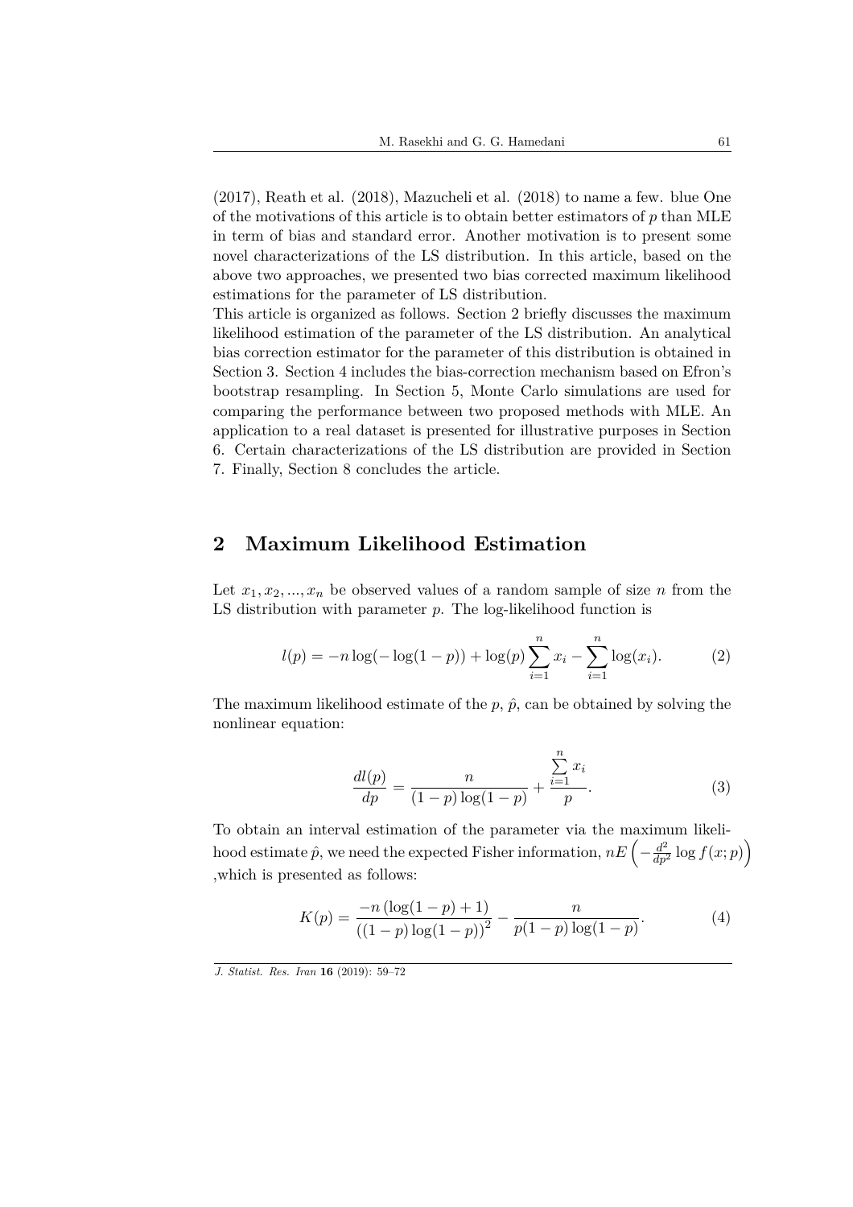(2017), Reath et al. (2018), Mazucheli et al. (2018) to name a few. blue One of the motivations of this article is to obtain better estimators of $p$ than MLE in term of bias and standard error. Another motivation is to present some novel characterizations of the LS distribution. In this article, based on the above two approaches, we presented two bias corrected maximum likelihood estimations for the parameter of LS distribution.

This article is organized as follows. Section 2 briefly discusses the maximum likelihood estimation of the parameter of the LS distribution. An analytical bias correction estimator for the parameter of this distribution is obtained in Section 3. Section 4 includes the bias-correction mechanism based on Efron's bootstrap resampling. In Section 5, Monte Carlo simulations are used for comparing the performance between two proposed methods with MLE. An application to a real dataset is presented for illustrative purposes in Section 6. Certain characterizations of the LS distribution are provided in Section 7. Finally, Section 8 concludes the article.

## 2 Maximum Likelihood Estimation

Let $x_1, x_2, ..., x_n$ be observed values of a random sample of size $n$ from the LS distribution with parameter $p$. The log-likelihood function is

$$l(p) = -n\log(-\log(1-p)) + \log(p)\sum_{i=1}^{n} x_i - \sum_{i=1}^{n}\log(x_i). \tag{2}$$

The maximum likelihood estimate of the $p$, $\hat{p}$, can be obtained by solving the nonlinear equation:

$$\frac{dl(p)}{dp} = \frac{n}{(1-p)\log(1-p)} + \frac{\sum_{i=1}^{n} x_i}{p}. \tag{3}$$

To obtain an interval estimation of the parameter via the maximum likelihood estimate $\hat{p}$, we need the expected Fisher information, $nE\left(-\frac{d^2}{dp^2}\log f(x;p)\right)$ ,which is presented as follows:

$$K(p) = \frac{-n\left(\log(1-p)+1\right)}{\left((1-p)\log(1-p)\right)^2} - \frac{n}{p(1-p)\log(1-p)}. \tag{4}$$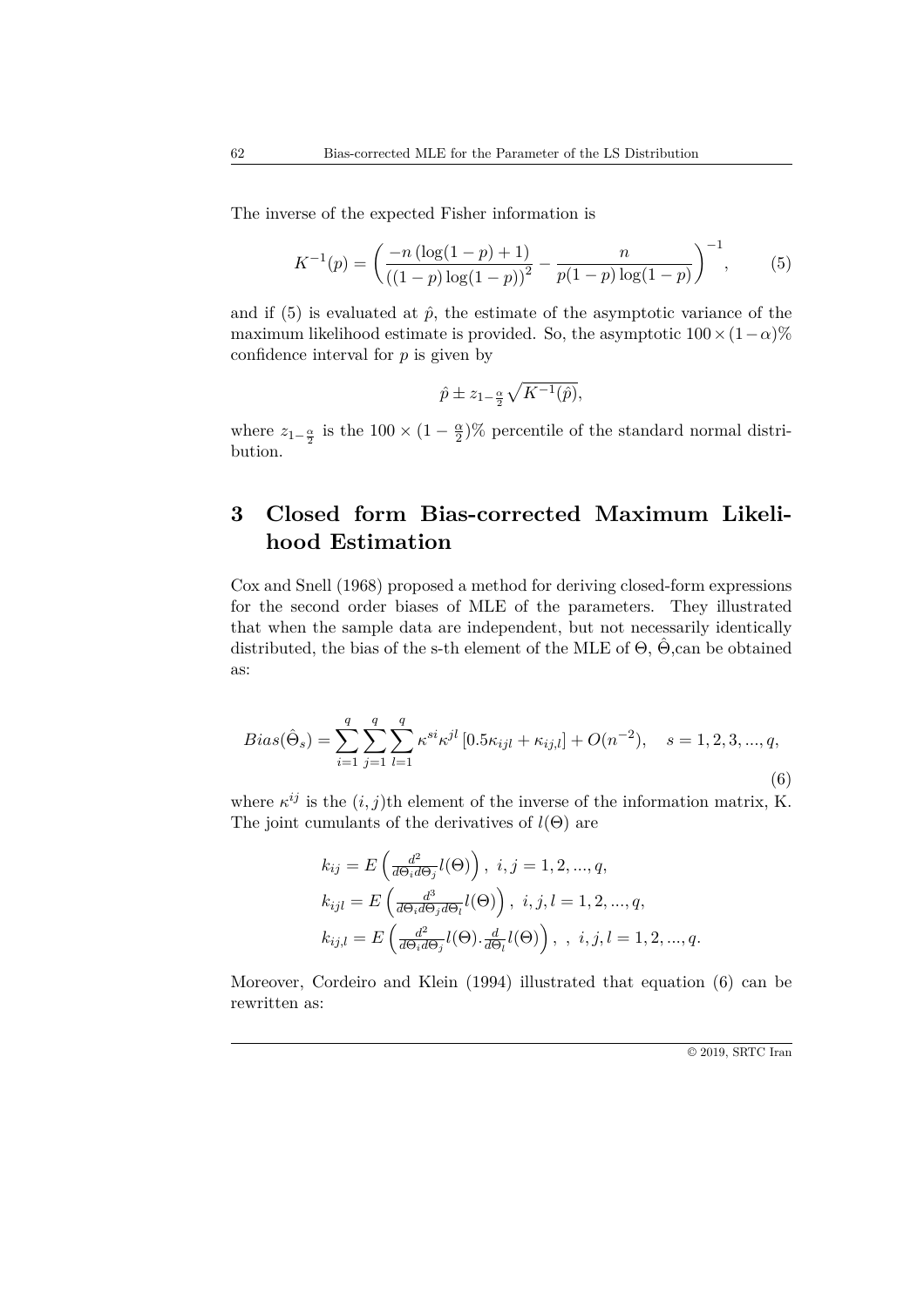The inverse of the expected Fisher information is

$$K^{-1}(p) = \left( \frac{-n\left(\log(1-p)+1\right)}{\left((1-p)\log(1-p)\right)^2} - \frac{n}{p(1-p)\log(1-p)} \right)^{-1}, \qquad (5)$$

and if (5) is evaluated at $\hat{p}$, the estimate of the asymptotic variance of the maximum likelihood estimate is provided. So, the asymptotic $100 \times (1-\alpha)\%$ confidence interval for $p$ is given by

$$\hat{p} \pm z_{1-\frac{\alpha}{2}} \sqrt{K^{-1}(\hat{p})},$$

where $z_{1-\frac{\alpha}{2}}$ is the $100 \times (1 - \frac{\alpha}{2})\%$ percentile of the standard normal distribution.

# 3 Closed form Bias-corrected Maximum Likelihood Estimation

Cox and Snell (1968) proposed a method for deriving closed-form expressions for the second order biases of MLE of the parameters. They illustrated that when the sample data are independent, but not necessarily identically distributed, the bias of the s-th element of the MLE of $\Theta$, $\hat{\Theta}$,can be obtained as:

$$Bias(\hat{\Theta}_s) = \sum_{i=1}^{q} \sum_{j=1}^{q} \sum_{l=1}^{q} \kappa^{si}\kappa^{jl}\left[0.5\kappa_{ijl} + \kappa_{ij,l}\right] + O(n^{-2}), \quad s = 1, 2, 3, ..., q, \qquad (6)$$

where $\kappa^{ij}$ is the $(i, j)$th element of the inverse of the information matrix, K. The joint cumulants of the derivatives of $l(\Theta)$ are

$$k_{ij} = E\left(\frac{d^2}{d\Theta_i d\Theta_j} l(\Theta)\right), \ i, j = 1, 2, ..., q,$$
$$k_{ijl} = E\left(\frac{d^3}{d\Theta_i d\Theta_j d\Theta_l} l(\Theta)\right), \ i, j, l = 1, 2, ..., q,$$
$$k_{ij,l} = E\left(\frac{d^2}{d\Theta_i d\Theta_j} l(\Theta) . \frac{d}{d\Theta_l} l(\Theta)\right), \ , \ i, j, l = 1, 2, ..., q.$$

Moreover, Cordeiro and Klein (1994) illustrated that equation (6) can be rewritten as: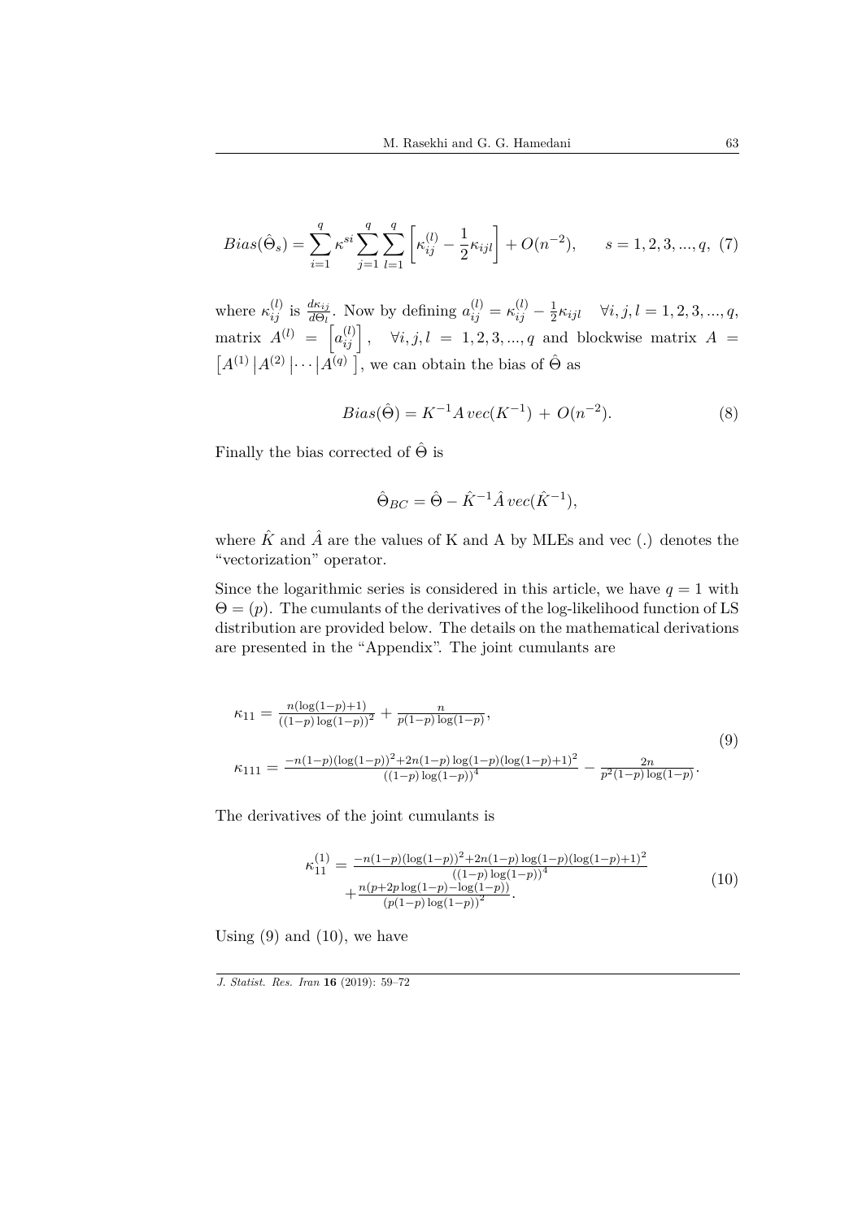$$
Bias(\hat{\Theta}_s) = \sum_{i=1}^{q} \kappa^{si} \sum_{j=1}^{q} \sum_{l=1}^{q} \left[ \kappa_{ij}^{(l)} - \frac{1}{2}\kappa_{ijl} \right] + O(n^{-2}), \qquad s = 1, 2, 3, ..., q, \tag{7}
$$

where $\kappa_{ij}^{(l)}$ is $\frac{d\kappa_{ij}}{d\Theta_l}$. Now by defining $a_{ij}^{(l)} = \kappa_{ij}^{(l)} - \frac{1}{2}\kappa_{ijl} \quad \forall i, j, l = 1, 2, 3, ..., q$, matrix $A^{(l)} = \left[a_{ij}^{(l)}\right], \quad \forall i, j, l = 1, 2, 3, ..., q$ and blockwise matrix $A = \left[A^{(1)} \middle| A^{(2)} \middle| \cdots \middle| A^{(q)}\right]$, we can obtain the bias of $\hat{\Theta}$ as

$$
Bias(\hat{\Theta}) = K^{-1} A \, vec(K^{-1}) + O(n^{-2}). \tag{8}
$$

Finally the bias corrected of $\hat{\Theta}$ is

$$
\hat{\Theta}_{BC} = \hat{\Theta} - \hat{K}^{-1} \hat{A} \, vec(\hat{K}^{-1}),
$$

where $\hat{K}$ and $\hat{A}$ are the values of K and A by MLEs and vec (.) denotes the "vectorization" operator.

Since the logarithmic series is considered in this article, we have $q = 1$ with $\Theta = (p)$. The cumulants of the derivatives of the log-likelihood function of LS distribution are provided below. The details on the mathematical derivations are presented in the "Appendix". The joint cumulants are

$$
\begin{aligned}
\kappa_{11} &= \frac{n(\log(1-p)+1)}{((1-p)\log(1-p))^2} + \frac{n}{p(1-p)\log(1-p)}, \\
\kappa_{111} &= \frac{-n(1-p)(\log(1-p))^2 + 2n(1-p)\log(1-p)(\log(1-p)+1)^2}{((1-p)\log(1-p))^4} - \frac{2n}{p^2(1-p)\log(1-p)}.
\end{aligned} \tag{9}
$$

The derivatives of the joint cumulants is

$$
\begin{aligned}
\kappa_{11}^{(1)} = & \frac{-n(1-p)(\log(1-p))^2 + 2n(1-p)\log(1-p)(\log(1-p)+1)^2}{((1-p)\log(1-p))^4} \\
& + \frac{n(p + 2p\log(1-p) - \log(1-p))}{(p(1-p)\log(1-p))^2}.
\end{aligned} \tag{10}
$$

Using (9) and (10), we have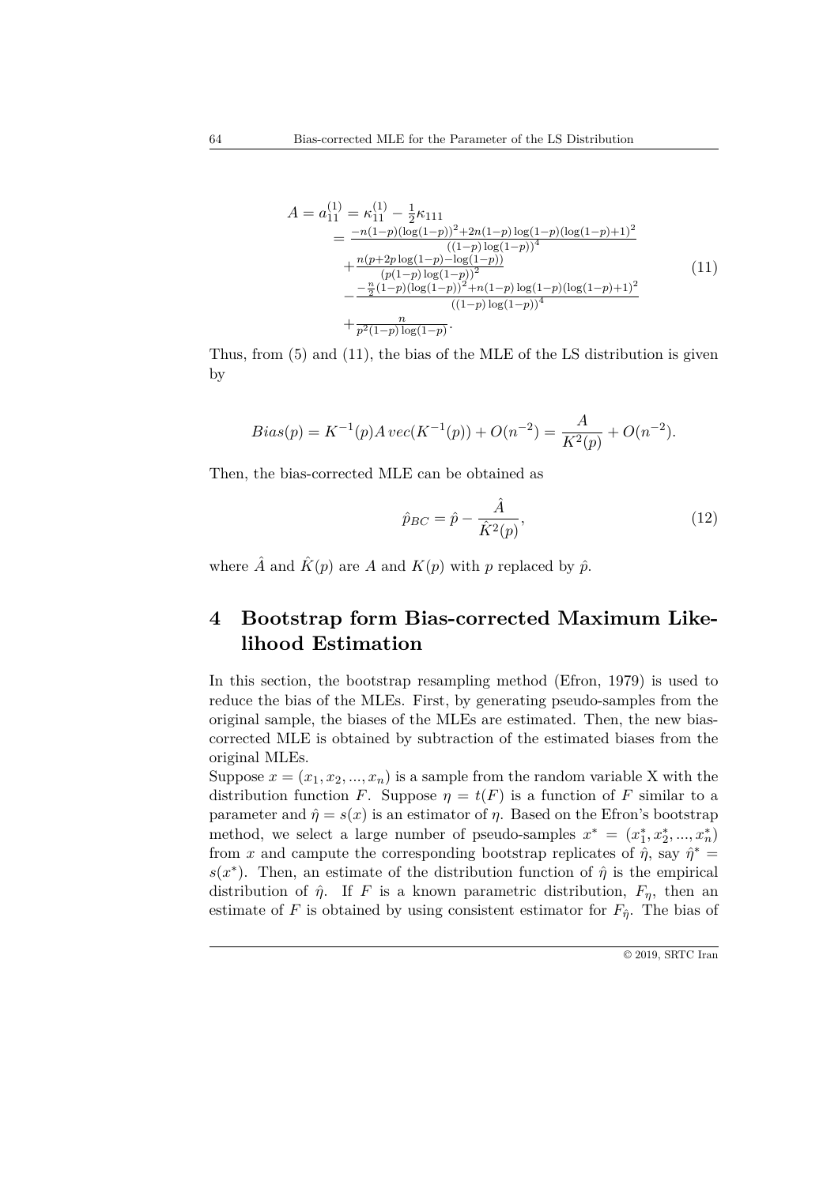$$
\begin{aligned}
A = a_{11}^{(1)} &= \kappa_{11}^{(1)} - \tfrac{1}{2}\kappa_{111} \\
&= \tfrac{-n(1-p)(\log(1-p))^2+2n(1-p)\log(1-p)(\log(1-p)+1)^2}{((1-p)\log(1-p))^4} \\
&\quad + \tfrac{n(p+2p\log(1-p)-\log(1-p))}{(p(1-p)\log(1-p))^2} \\
&\quad - \tfrac{-\frac{n}{2}(1-p)(\log(1-p))^2+n(1-p)\log(1-p)(\log(1-p)+1)^2}{((1-p)\log(1-p))^4} \\
&\quad + \tfrac{n}{p^2(1-p)\log(1-p)}.
\end{aligned}
\tag{11}
$$

Thus, from (5) and (11), the bias of the MLE of the LS distribution is given by

$$
Bias(p) = K^{-1}(p)A\,vec(K^{-1}(p)) + O(n^{-2}) = \frac{A}{K^2(p)} + O(n^{-2}).
$$

Then, the bias-corrected MLE can be obtained as

$$
\hat{p}_{BC} = \hat{p} - \frac{\hat{A}}{\hat{K}^2(p)},
\tag{12}
$$

where $\hat{A}$ and $\hat{K}(p)$ are $A$ and $K(p)$ with $p$ replaced by $\hat{p}$.

## 4 Bootstrap form Bias-corrected Maximum Likelihood Estimation

In this section, the bootstrap resampling method (Efron, 1979) is used to reduce the bias of the MLEs. First, by generating pseudo-samples from the original sample, the biases of the MLEs are estimated. Then, the new bias-corrected MLE is obtained by subtraction of the estimated biases from the original MLEs.

Suppose $x = (x_1, x_2, ..., x_n)$ is a sample from the random variable X with the distribution function $F$. Suppose $\eta = t(F)$ is a function of $F$ similar to a parameter and $\hat{\eta} = s(x)$ is an estimator of $\eta$. Based on the Efron's bootstrap method, we select a large number of pseudo-samples $x^* = (x_1^*, x_2^*, ..., x_n^*)$ from $x$ and campute the corresponding bootstrap replicates of $\hat{\eta}$, say $\hat{\eta}^* = s(x^*)$. Then, an estimate of the distribution function of $\hat{\eta}$ is the empirical distribution of $\hat{\eta}$. If $F$ is a known parametric distribution, $F_\eta$, then an estimate of $F$ is obtained by using consistent estimator for $F_{\hat{\eta}}$. The bias of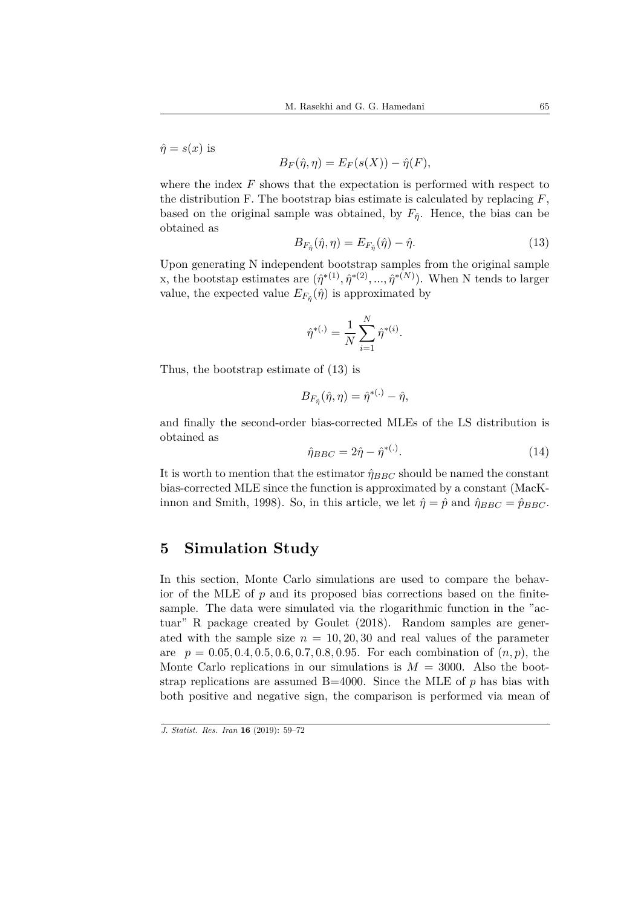$\hat{\eta} = s(x)$ is

$$B_F(\hat{\eta}, \eta) = E_F(s(X)) - \hat{\eta}(F),$$

where the index $F$ shows that the expectation is performed with respect to the distribution F. The bootstrap bias estimate is calculated by replacing $F$, based on the original sample was obtained, by $F_{\hat{\eta}}$. Hence, the bias can be obtained as

$$B_{F_{\hat{\eta}}}(\hat{\eta}, \eta) = E_{F_{\hat{\eta}}}(\hat{\eta}) - \hat{\eta}. \tag{13}$$

Upon generating N independent bootstrap samples from the original sample x, the bootstap estimates are $(\hat{\eta}^{*(1)}, \hat{\eta}^{*(2)}, ..., \hat{\eta}^{*(N)})$. When N tends to larger value, the expected value $E_{F_{\hat{\eta}}}(\hat{\eta})$ is approximated by

$$\hat{\eta}^{*(.)} = \frac{1}{N} \sum_{i=1}^{N} \hat{\eta}^{*(i)}.$$

Thus, the bootstrap estimate of (13) is

$$B_{F_{\hat{\eta}}}(\hat{\eta}, \eta) = \hat{\eta}^{*(.)} - \hat{\eta},$$

and finally the second-order bias-corrected MLEs of the LS distribution is obtained as

$$\hat{\eta}_{BBC} = 2\hat{\eta} - \hat{\eta}^{*(.)}. \tag{14}$$

It is worth to mention that the estimator $\hat{\eta}_{BBC}$ should be named the constant bias-corrected MLE since the function is approximated by a constant (MacKinnon and Smith, 1998). So, in this article, we let $\hat{\eta} = \hat{p}$ and $\hat{\eta}_{BBC} = \hat{p}_{BBC}$.

## 5 Simulation Study

In this section, Monte Carlo simulations are used to compare the behavior of the MLE of $p$ and its proposed bias corrections based on the finite-sample. The data were simulated via the rlogarithmic function in the "actuar" R package created by Goulet (2018). Random samples are generated with the sample size $n = 10, 20, 30$ and real values of the parameter are $p = 0.05, 0.4, 0.5, 0.6, 0.7, 0.8, 0.95$. For each combination of $(n, p)$, the Monte Carlo replications in our simulations is $M = 3000$. Also the bootstrap replications are assumed B=4000. Since the MLE of $p$ has bias with both positive and negative sign, the comparison is performed via mean of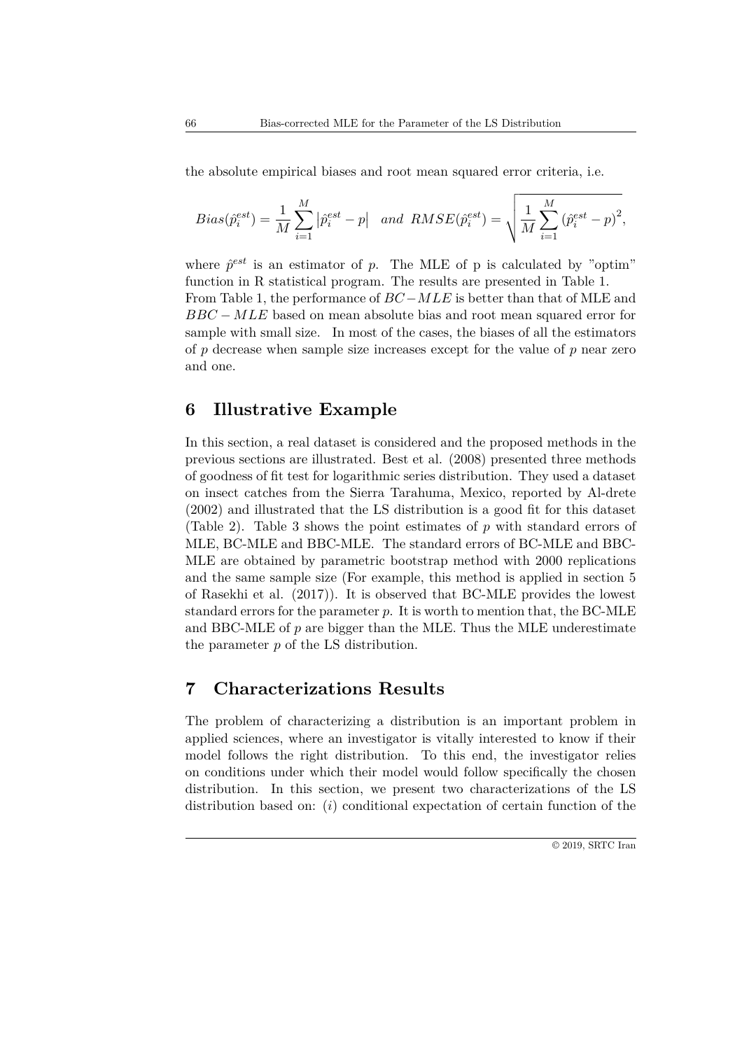the absolute empirical biases and root mean squared error criteria, i.e.

$$Bias(\hat{p}_i^{est}) = \frac{1}{M}\sum_{i=1}^{M}\left|\hat{p}_i^{est} - p\right| \quad and \;\; RMSE(\hat{p}_i^{est}) = \sqrt{\frac{1}{M}\sum_{i=1}^{M}\left(\hat{p}_i^{est} - p\right)^2},$$

where $\hat{p}^{est}$ is an estimator of $p$. The MLE of p is calculated by "optim" function in R statistical program. The results are presented in Table 1. From Table 1, the performance of $BC-MLE$ is better than that of MLE and $BBC-MLE$ based on mean absolute bias and root mean squared error for sample with small size. In most of the cases, the biases of all the estimators of $p$ decrease when sample size increases except for the value of $p$ near zero and one.

## 6 Illustrative Example

In this section, a real dataset is considered and the proposed methods in the previous sections are illustrated. Best et al. (2008) presented three methods of goodness of fit test for logarithmic series distribution. They used a dataset on insect catches from the Sierra Tarahuma, Mexico, reported by Al-drete (2002) and illustrated that the LS distribution is a good fit for this dataset (Table 2). Table 3 shows the point estimates of $p$ with standard errors of MLE, BC-MLE and BBC-MLE. The standard errors of BC-MLE and BBC-MLE are obtained by parametric bootstrap method with 2000 replications and the same sample size (For example, this method is applied in section 5 of Rasekhi et al. (2017)). It is observed that BC-MLE provides the lowest standard errors for the parameter $p$. It is worth to mention that, the BC-MLE and BBC-MLE of $p$ are bigger than the MLE. Thus the MLE underestimate the parameter $p$ of the LS distribution.

## 7 Characterizations Results

The problem of characterizing a distribution is an important problem in applied sciences, where an investigator is vitally interested to know if their model follows the right distribution. To this end, the investigator relies on conditions under which their model would follow specifically the chosen distribution. In this section, we present two characterizations of the LS distribution based on: $(i)$ conditional expectation of certain function of the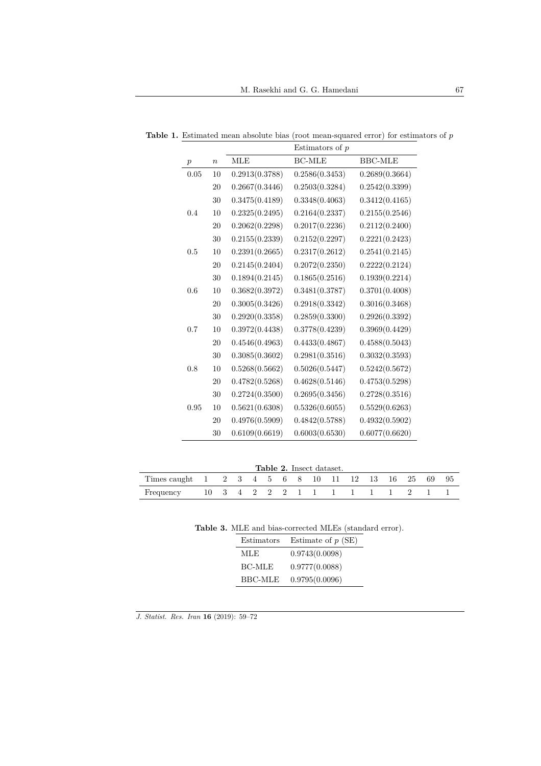**Table 1.** Estimated mean absolute bias (root mean-squared error) for estimators of $p$

| | | Estimators of $p$ | | |
|---|---|---|---|---|
| $p$ | $n$ | MLE | BC-MLE | BBC-MLE |
| 0.05 | 10 | 0.2913(0.3788) | 0.2586(0.3453) | 0.2689(0.3664) |
| | 20 | 0.2667(0.3446) | 0.2503(0.3284) | 0.2542(0.3399) |
| | 30 | 0.3475(0.4189) | 0.3348(0.4063) | 0.3412(0.4165) |
| 0.4 | 10 | 0.2325(0.2495) | 0.2164(0.2337) | 0.2155(0.2546) |
| | 20 | 0.2062(0.2298) | 0.2017(0.2236) | 0.2112(0.2400) |
| | 30 | 0.2155(0.2339) | 0.2152(0.2297) | 0.2221(0.2423) |
| 0.5 | 10 | 0.2391(0.2665) | 0.2317(0.2612) | 0.2541(0.2145) |
| | 20 | 0.2145(0.2404) | 0.2072(0.2350) | 0.2222(0.2124) |
| | 30 | 0.1894(0.2145) | 0.1865(0.2516) | 0.1939(0.2214) |
| 0.6 | 10 | 0.3682(0.3972) | 0.3481(0.3787) | 0.3701(0.4008) |
| | 20 | 0.3005(0.3426) | 0.2918(0.3342) | 0.3016(0.3468) |
| | 30 | 0.2920(0.3358) | 0.2859(0.3300) | 0.2926(0.3392) |
| 0.7 | 10 | 0.3972(0.4438) | 0.3778(0.4239) | 0.3969(0.4429) |
| | 20 | 0.4546(0.4963) | 0.4433(0.4867) | 0.4588(0.5043) |
| | 30 | 0.3085(0.3602) | 0.2981(0.3516) | 0.3032(0.3593) |
| 0.8 | 10 | 0.5268(0.5662) | 0.5026(0.5447) | 0.5242(0.5672) |
| | 20 | 0.4782(0.5268) | 0.4628(0.5146) | 0.4753(0.5298) |
| | 30 | 0.2724(0.3500) | 0.2695(0.3456) | 0.2728(0.3516) |
| 0.95 | 10 | 0.5621(0.6308) | 0.5326(0.6055) | 0.5529(0.6263) |
| | 20 | 0.4976(0.5909) | 0.4842(0.5788) | 0.4932(0.5902) |
| | 30 | 0.6109(0.6619) | 0.6003(0.6530) | 0.6077(0.6620) |

**Table 2.** Insect dataset.

| Times caught | 1 | 2 | 3 | 4 | 5 | 6 | 8 | 10 | 11 | 12 | 13 | 16 | 25 | 69 | 95 |
|---|---|---|---|---|---|---|---|---|---|---|---|---|---|---|---|
| Frequency | 10 | 3 | 4 | 2 | 2 | 2 | 1 | 1 | 1 | 1 | 1 | 1 | 2 | 1 | 1 |

**Table 3.** MLE and bias-corrected MLEs (standard error).

| Estimators | Estimate of $p$ (SE) |
|---|---|
| MLE | 0.9743(0.0098) |
| BC-MLE | 0.9777(0.0088) |
| BBC-MLE | 0.9795(0.0096) |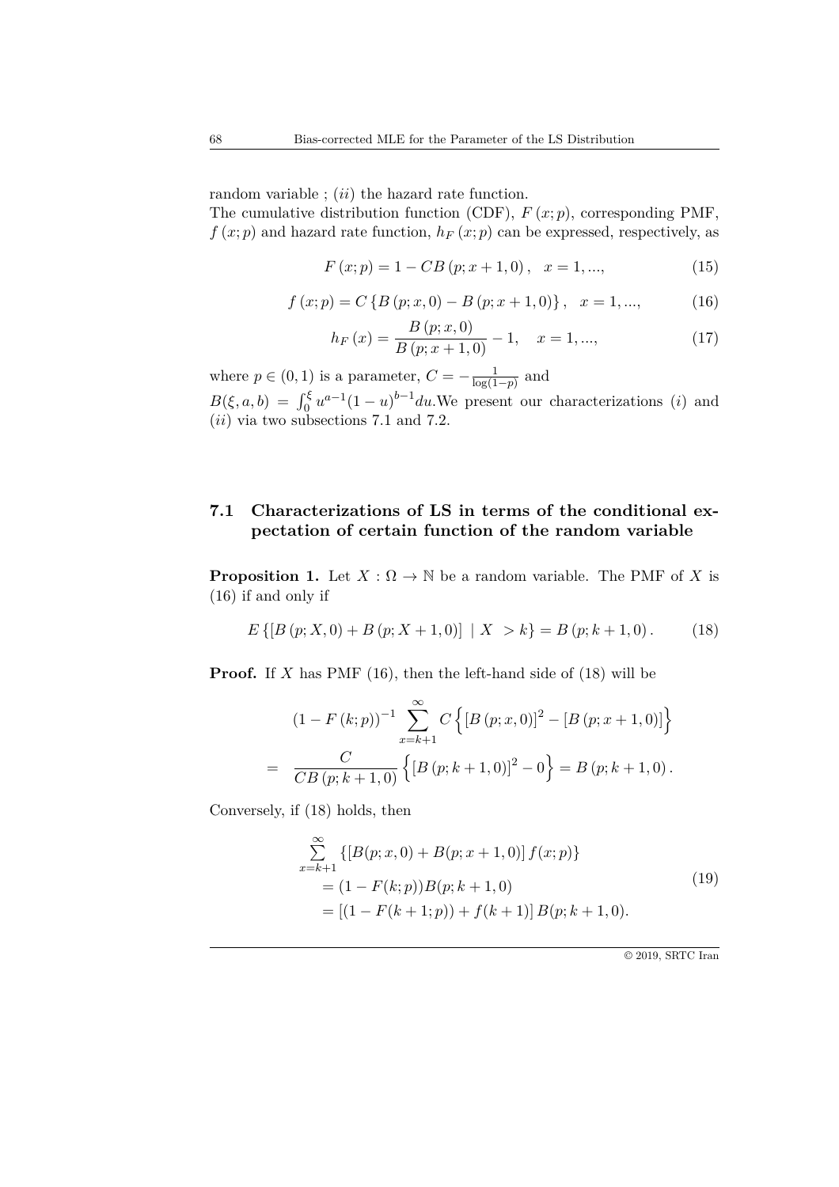random variable ; $(ii)$ the hazard rate function.

The cumulative distribution function (CDF), $F(x;p)$, corresponding PMF, $f(x;p)$ and hazard rate function, $h_F(x;p)$ can be expressed, respectively, as

$$F(x;p) = 1 - CB(p;x+1,0), \quad x = 1,..., \tag{15}$$

$$f(x;p) = C\{B(p;x,0) - B(p;x+1,0)\}, \quad x = 1,..., \tag{16}$$

$$h_F(x) = \frac{B(p;x,0)}{B(p;x+1,0)} - 1, \quad x = 1,..., \tag{17}$$

where $p \in (0,1)$ is a parameter, $C = -\frac{1}{\log(1-p)}$ and

$B(\xi,a,b) = \int_0^\xi u^{a-1}(1-u)^{b-1}du$.We present our characterizations $(i)$ and $(ii)$ via two subsections 7.1 and 7.2.

## 7.1 Characterizations of LS in terms of the conditional expectation of certain function of the random variable

**Proposition 1.** Let $X : \Omega \to \mathbb{N}$ be a random variable. The PMF of $X$ is (16) if and only if

$$E\{[B(p;X,0) + B(p;X+1,0)] \mid X > k\} = B(p;k+1,0). \tag{18}$$

**Proof.** If $X$ has PMF (16), then the left-hand side of (18) will be

$$\begin{aligned}
&(1 - F(k;p))^{-1} \sum_{x=k+1}^{\infty} C\left\{[B(p;x,0)]^2 - [B(p;x+1,0)]\right\} \\
=& \frac{C}{CB(p;k+1,0)}\left\{[B(p;k+1,0)]^2 - 0\right\} = B(p;k+1,0).
\end{aligned}$$

Conversely, if (18) holds, then

$$\begin{aligned}
&\sum_{x=k+1}^{\infty} \{[B(p;x,0) + B(p;x+1,0)] f(x;p)\} \\
&= (1 - F(k;p))B(p;k+1,0) \\
&= [(1 - F(k+1;p)) + f(k+1)] B(p;k+1,0).
\end{aligned} \tag{19}$$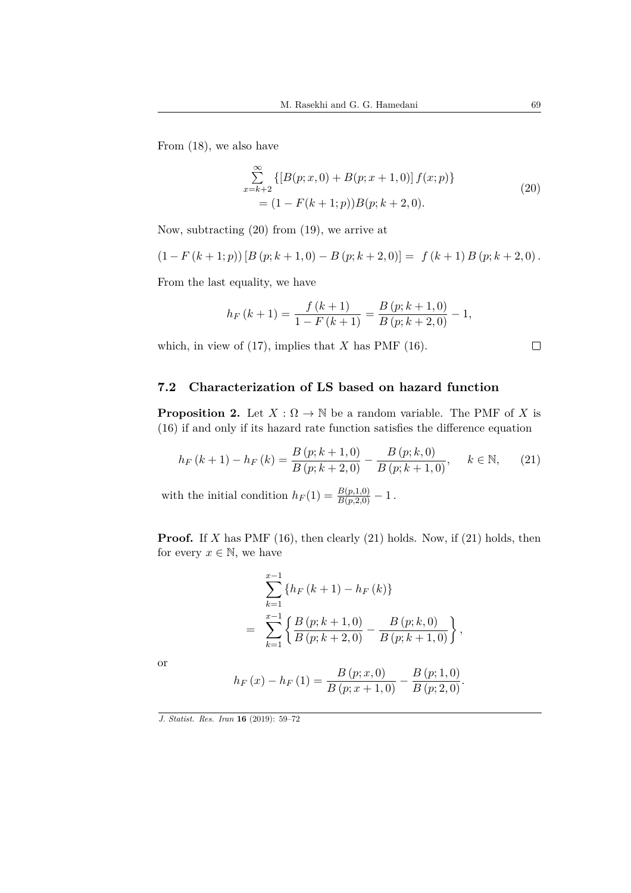From (18), we also have

$$\sum_{x=k+2}^{\infty} \{[B(p;x,0) + B(p;x+1,0)]\, f(x;p)\} \\ = (1 - F(k+1;p))B(p;k+2,0). \tag{20}$$

Now, subtracting (20) from (19), we arrive at

$$(1 - F(k+1;p))\,[B(p;k+1,0) - B(p;k+2,0)] = \ f(k+1)\, B(p;k+2,0)\,.$$

From the last equality, we have

$$h_F(k+1) = \frac{f(k+1)}{1 - F(k+1)} = \frac{B(p;k+1,0)}{B(p;k+2,0)} - 1,$$

which, in view of (17), implies that $X$ has PMF (16). $\square$

### 7.2 Characterization of LS based on hazard function

**Proposition 2.** Let $X : \Omega \to \mathbb{N}$ be a random variable. The PMF of $X$ is (16) if and only if its hazard rate function satisfies the difference equation

$$h_F(k+1) - h_F(k) = \frac{B(p;k+1,0)}{B(p;k+2,0)} - \frac{B(p;k,0)}{B(p;k+1,0)}, \quad k \in \mathbb{N}, \tag{21}$$

with the initial condition $h_F(1) = \frac{B(p,1,0)}{B(p,2,0)} - 1$.

**Proof.** If $X$ has PMF (16), then clearly (21) holds. Now, if (21) holds, then for every $x \in \mathbb{N}$, we have

$$\sum_{k=1}^{x-1} \{h_F(k+1) - h_F(k)\} \\ = \sum_{k=1}^{x-1} \left\{ \frac{B(p;k+1,0)}{B(p;k+2,0)} - \frac{B(p;k,0)}{B(p;k+1,0)} \right\},$$

or

$$h_F(x) - h_F(1) = \frac{B(p;x,0)}{B(p;x+1,0)} - \frac{B(p;1,0)}{B(p;2,0)}.$$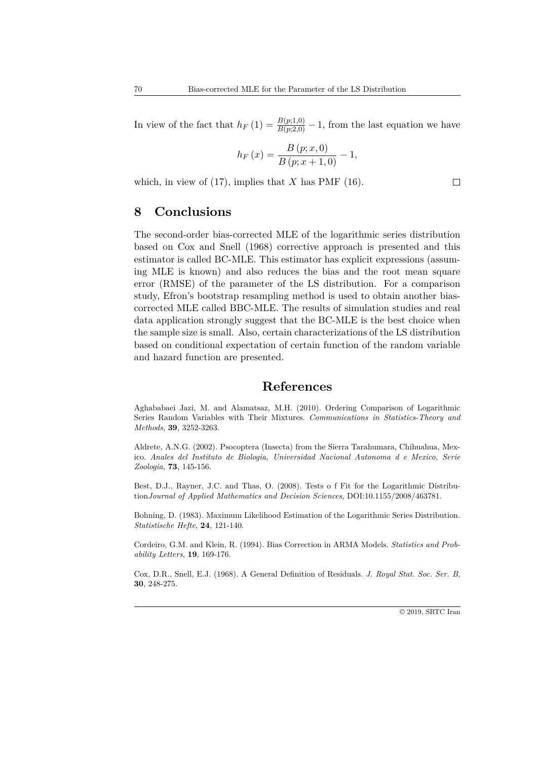In view of the fact that $h_F(1) = \frac{B(p;1,0)}{B(p;2,0)} - 1$, from the last equation we have

$$h_F(x) = \frac{B(p;x,0)}{B(p;x+1,0)} - 1,$$

which, in view of (17), implies that $X$ has PMF (16). $\square$

# 8 Conclusions

The second-order bias-corrected MLE of the logarithmic series distribution based on Cox and Snell (1968) corrective approach is presented and this estimator is called BC-MLE. This estimator has explicit expressions (assuming MLE is known) and also reduces the bias and the root mean square error (RMSE) of the parameter of the LS distribution. For a comparison study, Efron's bootstrap resampling method is used to obtain another bias-corrected MLE called BBC-MLE. The results of simulation studies and real data application strongly suggest that the BC-MLE is the best choice when the sample size is small. Also, certain characterizations of the LS distribution based on conditional expectation of certain function of the random variable and hazard function are presented.

# References

Aghababaei Jazi, M. and Alamatsaz, M.H. (2010). Ordering Comparison of Logarithmic Series Random Variables with Their Mixtures. *Communications in Statistics-Theory and Methods*, **39**, 3252-3263.

Aldrete, A.N.G. (2002). Psocoptera (Insecta) from the Sierra Tarahumara, Chihuahua, Mexico. *Anales del Instituto de Biologia, Universidad Nacional Autonoma d e Mexico, Serie Zoologia*, **73**, 145-156.

Best, D.J., Rayner, J.C. and Thas, O. (2008). Tests o f Fit for the Logarithmic Distribution*Journal of Applied Mathematics and Decision Sciences*, DOI:10.1155/2008/463781.

Bohning, D. (1983). Maximum Likelihood Estimation of the Logarithmic Series Distribution. *Statistische Hefte*, **24**, 121-140.

Cordeiro, G.M. and Klein, R. (1994). Bias Correction in ARMA Models. *Statistics and Probability Letters*, **19**, 169-176.

Cox, D.R., Snell, E.J. (1968). A General Definition of Residuals. *J. Royal Stat. Soc. Ser. B*, **30**, 248-275.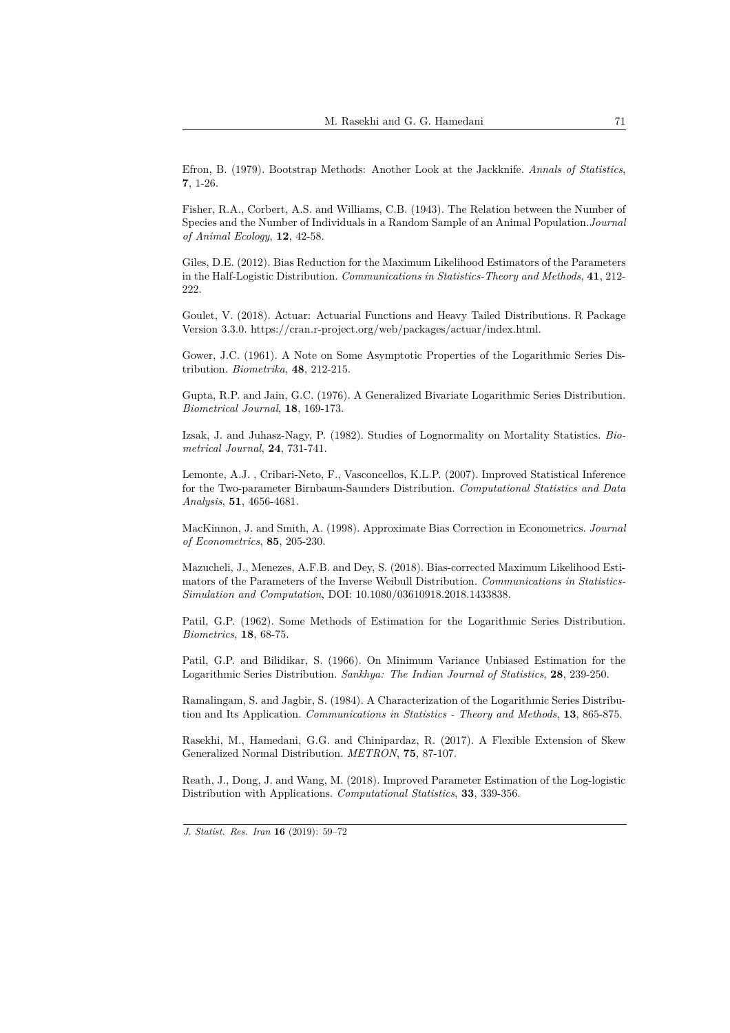Efron, B. (1979). Bootstrap Methods: Another Look at the Jackknife. *Annals of Statistics*, **7**, 1-26.

Fisher, R.A., Corbert, A.S. and Williams, C.B. (1943). The Relation between the Number of Species and the Number of Individuals in a Random Sample of an Animal Population.*Journal of Animal Ecology*, **12**, 42-58.

Giles, D.E. (2012). Bias Reduction for the Maximum Likelihood Estimators of the Parameters in the Half-Logistic Distribution. *Communications in Statistics-Theory and Methods*, **41**, 212-222.

Goulet, V. (2018). Actuar: Actuarial Functions and Heavy Tailed Distributions. R Package Version 3.3.0. https://cran.r-project.org/web/packages/actuar/index.html.

Gower, J.C. (1961). A Note on Some Asymptotic Properties of the Logarithmic Series Distribution. *Biometrika*, **48**, 212-215.

Gupta, R.P. and Jain, G.C. (1976). A Generalized Bivariate Logarithmic Series Distribution. *Biometrical Journal*, **18**, 169-173.

Izsak, J. and Juhasz-Nagy, P. (1982). Studies of Lognormality on Mortality Statistics. *Biometrical Journal*, **24**, 731-741.

Lemonte, A.J. , Cribari-Neto, F., Vasconcellos, K.L.P. (2007). Improved Statistical Inference for the Two-parameter Birnbaum-Saunders Distribution. *Computational Statistics and Data Analysis*, **51**, 4656-4681.

MacKinnon, J. and Smith, A. (1998). Approximate Bias Correction in Econometrics. *Journal of Econometrics*, **85**, 205-230.

Mazucheli, J., Menezes, A.F.B. and Dey, S. (2018). Bias-corrected Maximum Likelihood Estimators of the Parameters of the Inverse Weibull Distribution. *Communications in Statistics-Simulation and Computation*, DOI: 10.1080/03610918.2018.1433838.

Patil, G.P. (1962). Some Methods of Estimation for the Logarithmic Series Distribution. *Biometrics*, **18**, 68-75.

Patil, G.P. and Bilidikar, S. (1966). On Minimum Variance Unbiased Estimation for the Logarithmic Series Distribution. *Sankhya: The Indian Journal of Statistics*, **28**, 239-250.

Ramalingam, S. and Jagbir, S. (1984). A Characterization of the Logarithmic Series Distribution and Its Application. *Communications in Statistics - Theory and Methods*, **13**, 865-875.

Rasekhi, M., Hamedani, G.G. and Chinipardaz, R. (2017). A Flexible Extension of Skew Generalized Normal Distribution. *METRON*, **75**, 87-107.

Reath, J., Dong, J. and Wang, M. (2018). Improved Parameter Estimation of the Log-logistic Distribution with Applications. *Computational Statistics*, **33**, 339-356.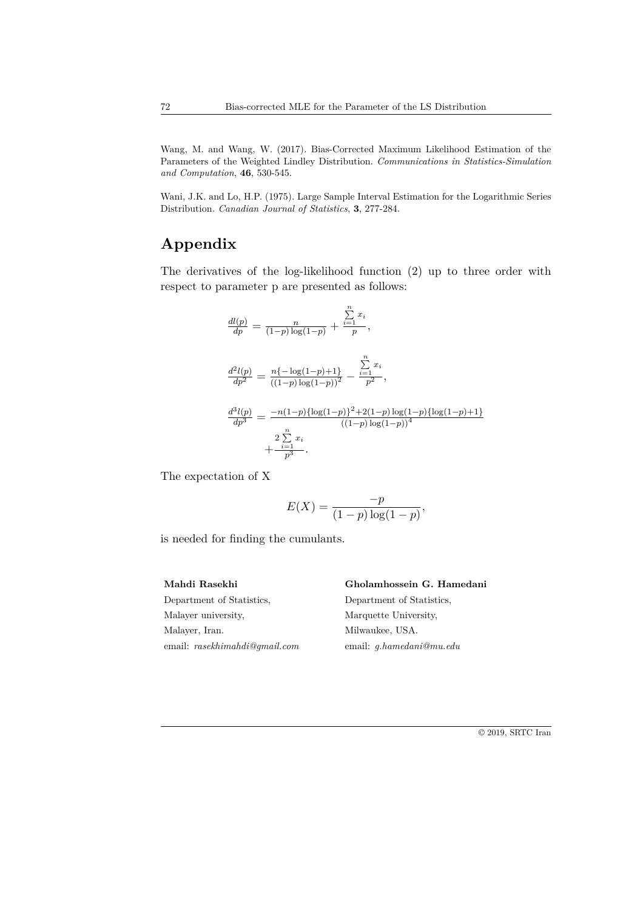Wang, M. and Wang, W. (2017). Bias-Corrected Maximum Likelihood Estimation of the Parameters of the Weighted Lindley Distribution. *Communications in Statistics-Simulation and Computation*, **46**, 530-545.

Wani, J.K. and Lo, H.P. (1975). Large Sample Interval Estimation for the Logarithmic Series Distribution. *Canadian Journal of Statistics*, **3**, 277-284.

# Appendix

The derivatives of the log-likelihood function (2) up to three order with respect to parameter p are presented as follows:

$$\frac{dl(p)}{dp} = \frac{n}{(1-p)\log(1-p)} + \frac{\sum_{i=1}^{n} x_i}{p},$$

$$\frac{d^2l(p)}{dp^2} = \frac{n\{-\log(1-p)+1\}}{((1-p)\log(1-p))^2} - \frac{\sum_{i=1}^{n} x_i}{p^2},$$

$$\frac{d^3l(p)}{dp^3} = \frac{-n(1-p)\{\log(1-p)\}^2+2(1-p)\log(1-p)\{\log(1-p)+1\}}{((1-p)\log(1-p))^4} + \frac{2\sum_{i=1}^{n} x_i}{p^3}.$$

The expectation of X

$$E(X) = \frac{-p}{(1-p)\log(1-p)},$$

is needed for finding the cumulants.

**Mahdi Rasekhi**
Department of Statistics,
Malayer university,
Malayer, Iran.
email: *rasekhimahdi@gmail.com*

**Gholamhossein G. Hamedani**
Department of Statistics,
Marquette University,
Milwaukee, USA.
email: *g.hamedani@mu.edu*